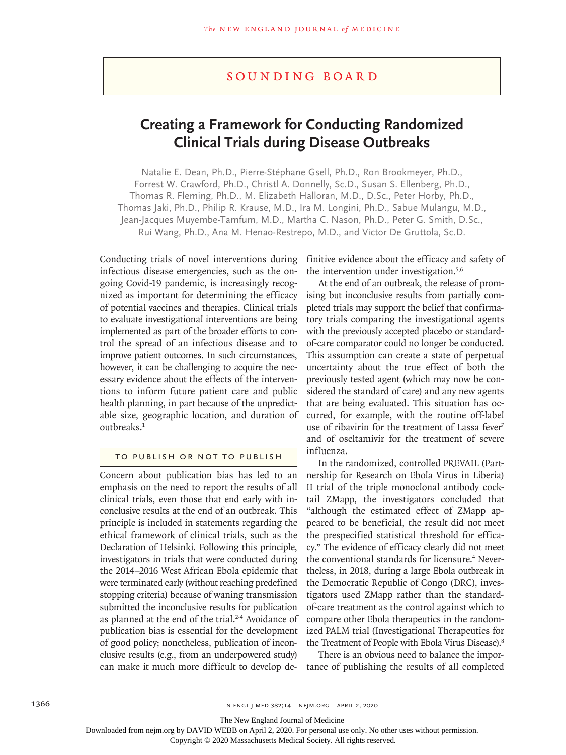Sounding Board

# Creating a Framework for Conducting Randomized Clinical Trials during Disease Outbreaks

Natalie E. Dean, Ph.D., Pierre-Stéphane Gsell, Ph.D., Ron Brookmeyer, Ph.D., Forrest W. Crawford, Ph.D., Christl A. Donnelly, Sc.D., Susan S. Ellenberg, Ph.D., Thomas R. Fleming, Ph.D., M. Elizabeth Halloran, M.D., D.Sc., Peter Horby, Ph.D., Thomas Jaki, Ph.D., Philip R. Krause, M.D., Ira M. Longini, Ph.D., Sabue Mulangu, M.D., Jean-Jacques Muyembe-Tamfum, M.D., Martha C. Nason, Ph.D., Peter G. Smith, D.Sc., Rui Wang, Ph.D., Ana M. Henao-Restrepo, M.D., and Victor De Gruttola, Sc.D.

Conducting trials of novel interventions during infectious disease emergencies, such as the ongoing Covid-19 pandemic, is increasingly recognized as important for determining the efficacy of potential vaccines and therapies. Clinical trials to evaluate investigational interventions are being implemented as part of the broader efforts to control the spread of an infectious disease and to improve patient outcomes. In such circumstances, however, it can be challenging to acquire the necessary evidence about the effects of the interventions to inform future patient care and public health planning, in part because of the unpredictable size, geographic location, and duration of outbreaks.[1]

## To Publish or Not to Publish

Concern about publication bias has led to an emphasis on the need to report the results of all clinical trials, even those that end early with inconclusive results at the end of an outbreak. This principle is included in statements regarding the ethical framework of clinical trials, such as the Declaration of Helsinki. Following this principle, investigators in trials that were conducted during the 2014–2016 West African Ebola epidemic that were terminated early (without reaching predefined stopping criteria) because of waning transmission submitted the inconclusive results for publication as planned at the end of the trial.[2-4] Avoidance of publication bias is essential for the development of good policy; nonetheless, publication of inconclusive results (e.g., from an underpowered study) can make it much more difficult to develop definitive evidence about the efficacy and safety of the intervention under investigation.[5,6]

At the end of an outbreak, the release of promising but inconclusive results from partially completed trials may support the belief that confirmatory trials comparing the investigational agents with the previously accepted placebo or standard-of-care comparator could no longer be conducted. This assumption can create a state of perpetual uncertainty about the true effect of both the previously tested agent (which may now be considered the standard of care) and any new agents that are being evaluated. This situation has occurred, for example, with the routine off-label use of ribavirin for the treatment of Lassa fever[7] and of oseltamivir for the treatment of severe influenza.

In the randomized, controlled PREVAIL (Partnership for Research on Ebola Virus in Liberia) II trial of the triple monoclonal antibody cocktail ZMapp, the investigators concluded that "although the estimated effect of ZMapp appeared to be beneficial, the result did not meet the prespecified statistical threshold for efficacy." The evidence of efficacy clearly did not meet the conventional standards for licensure.[4] Nevertheless, in 2018, during a large Ebola outbreak in the Democratic Republic of Congo (DRC), investigators used ZMapp rather than the standard-of-care treatment as the control against which to compare other Ebola therapeutics in the randomized PALM trial (Investigational Therapeutics for the Treatment of People with Ebola Virus Disease).[8]

There is an obvious need to balance the importance of publishing the results of all completed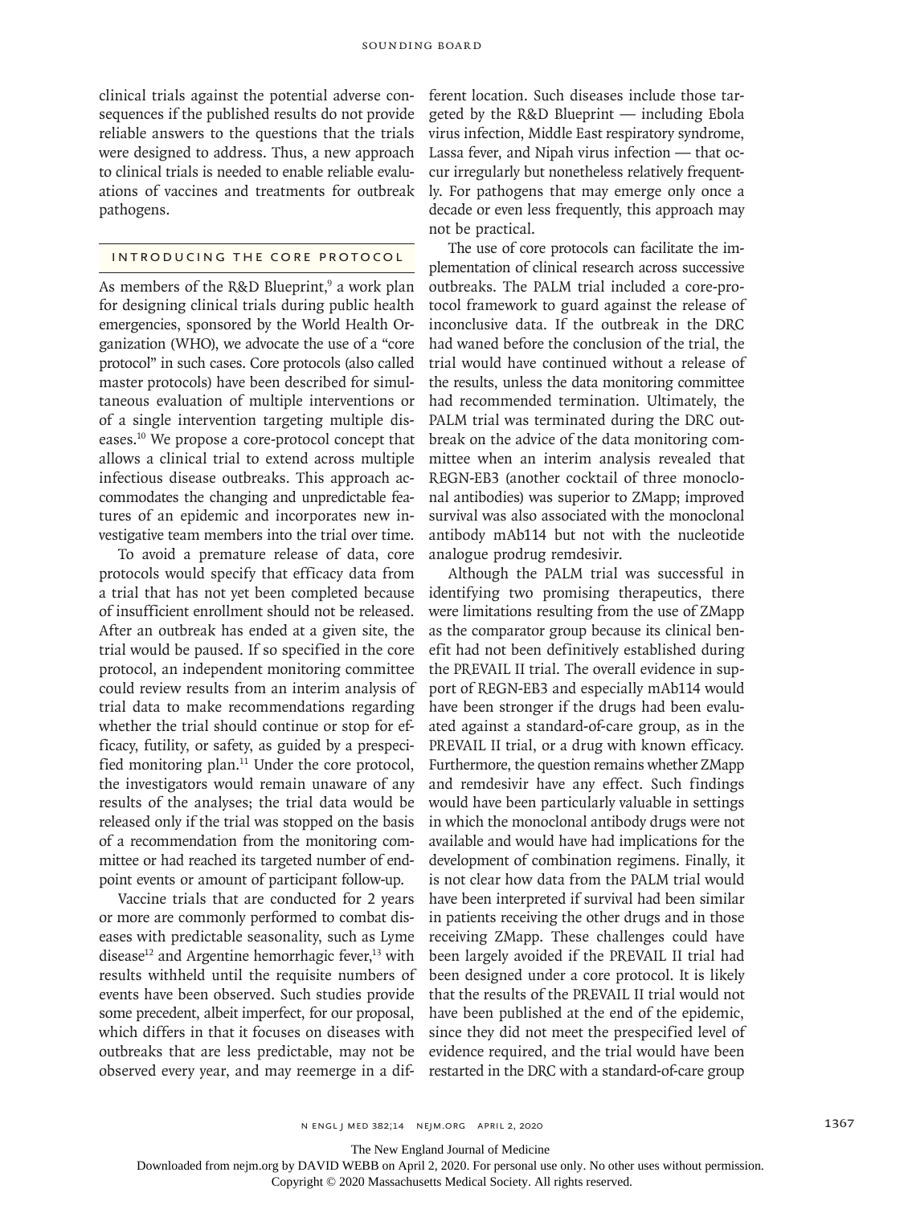clinical trials against the potential adverse consequences if the published results do not provide reliable answers to the questions that the trials were designed to address. Thus, a new approach to clinical trials is needed to enable reliable evaluations of vaccines and treatments for outbreak pathogens.

## INTRODUCING THE CORE PROTOCOL

As members of the R&D Blueprint,[9] a work plan for designing clinical trials during public health emergencies, sponsored by the World Health Organization (WHO), we advocate the use of a "core protocol" in such cases. Core protocols (also called master protocols) have been described for simultaneous evaluation of multiple interventions or of a single intervention targeting multiple diseases.[10] We propose a core-protocol concept that allows a clinical trial to extend across multiple infectious disease outbreaks. This approach accommodates the changing and unpredictable features of an epidemic and incorporates new investigative team members into the trial over time.

To avoid a premature release of data, core protocols would specify that efficacy data from a trial that has not yet been completed because of insufficient enrollment should not be released. After an outbreak has ended at a given site, the trial would be paused. If so specified in the core protocol, an independent monitoring committee could review results from an interim analysis of trial data to make recommendations regarding whether the trial should continue or stop for efficacy, futility, or safety, as guided by a prespecified monitoring plan.[11] Under the core protocol, the investigators would remain unaware of any results of the analyses; the trial data would be released only if the trial was stopped on the basis of a recommendation from the monitoring committee or had reached its targeted number of endpoint events or amount of participant follow-up.

Vaccine trials that are conducted for 2 years or more are commonly performed to combat diseases with predictable seasonality, such as Lyme disease[12] and Argentine hemorrhagic fever,[13] with results withheld until the requisite numbers of events have been observed. Such studies provide some precedent, albeit imperfect, for our proposal, which differs in that it focuses on diseases with outbreaks that are less predictable, may not be observed every year, and may reemerge in a different location. Such diseases include those targeted by the R&D Blueprint — including Ebola virus infection, Middle East respiratory syndrome, Lassa fever, and Nipah virus infection — that occur irregularly but nonetheless relatively frequently. For pathogens that may emerge only once a decade or even less frequently, this approach may not be practical.

The use of core protocols can facilitate the implementation of clinical research across successive outbreaks. The PALM trial included a core-protocol framework to guard against the release of inconclusive data. If the outbreak in the DRC had waned before the conclusion of the trial, the trial would have continued without a release of the results, unless the data monitoring committee had recommended termination. Ultimately, the PALM trial was terminated during the DRC outbreak on the advice of the data monitoring committee when an interim analysis revealed that REGN-EB3 (another cocktail of three monoclonal antibodies) was superior to ZMapp; improved survival was also associated with the monoclonal antibody mAb114 but not with the nucleotide analogue prodrug remdesivir.

Although the PALM trial was successful in identifying two promising therapeutics, there were limitations resulting from the use of ZMapp as the comparator group because its clinical benefit had not been definitively established during the PREVAIL II trial. The overall evidence in support of REGN-EB3 and especially mAb114 would have been stronger if the drugs had been evaluated against a standard-of-care group, as in the PREVAIL II trial, or a drug with known efficacy. Furthermore, the question remains whether ZMapp and remdesivir have any effect. Such findings would have been particularly valuable in settings in which the monoclonal antibody drugs were not available and would have had implications for the development of combination regimens. Finally, it is not clear how data from the PALM trial would have been interpreted if survival had been similar in patients receiving the other drugs and in those receiving ZMapp. These challenges could have been largely avoided if the PREVAIL II trial had been designed under a core protocol. It is likely that the results of the PREVAIL II trial would not have been published at the end of the epidemic, since they did not meet the prespecified level of evidence required, and the trial would have been restarted in the DRC with a standard-of-care group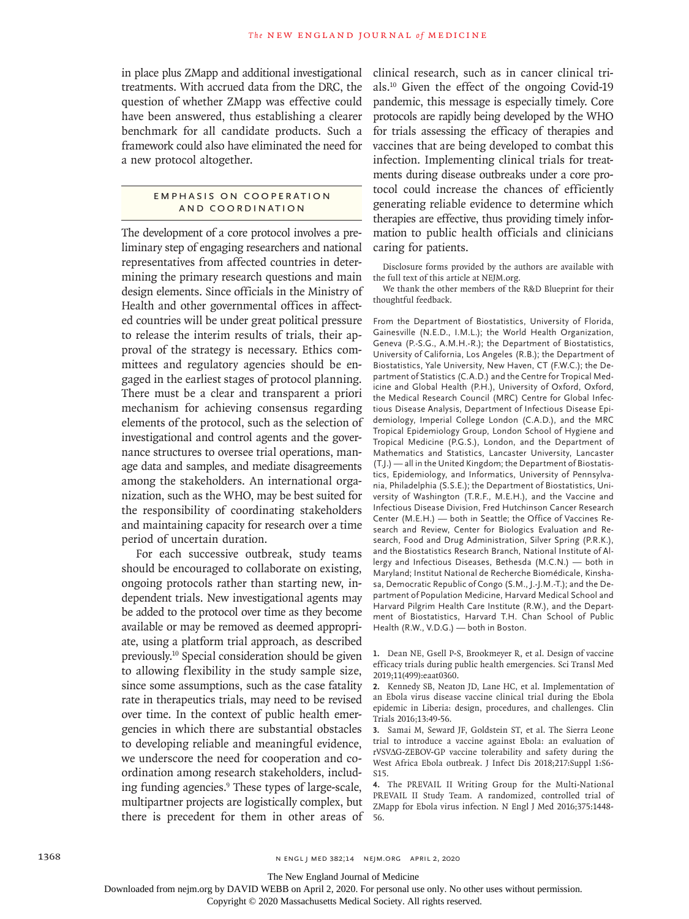in place plus ZMapp and additional investigational treatments. With accrued data from the DRC, the question of whether ZMapp was effective could have been answered, thus establishing a clearer benchmark for all candidate products. Such a framework could also have eliminated the need for a new protocol altogether.

## EMPHASIS ON COOPERATION AND COORDINATION

The development of a core protocol involves a preliminary step of engaging researchers and national representatives from affected countries in determining the primary research questions and main design elements. Since officials in the Ministry of Health and other governmental offices in affected countries will be under great political pressure to release the interim results of trials, their approval of the strategy is necessary. Ethics committees and regulatory agencies should be engaged in the earliest stages of protocol planning. There must be a clear and transparent a priori mechanism for achieving consensus regarding elements of the protocol, such as the selection of investigational and control agents and the governance structures to oversee trial operations, manage data and samples, and mediate disagreements among the stakeholders. An international organization, such as the WHO, may be best suited for the responsibility of coordinating stakeholders and maintaining capacity for research over a time period of uncertain duration.

For each successive outbreak, study teams should be encouraged to collaborate on existing, ongoing protocols rather than starting new, independent trials. New investigational agents may be added to the protocol over time as they become available or may be removed as deemed appropriate, using a platform trial approach, as described previously.[10] Special consideration should be given to allowing flexibility in the study sample size, since some assumptions, such as the case fatality rate in therapeutics trials, may need to be revised over time. In the context of public health emergencies in which there are substantial obstacles to developing reliable and meaningful evidence, we underscore the need for cooperation and coordination among research stakeholders, including funding agencies.[9] These types of large-scale, multipartner projects are logistically complex, but there is precedent for them in other areas of clinical research, such as in cancer clinical trials.[10] Given the effect of the ongoing Covid-19 pandemic, this message is especially timely. Core protocols are rapidly being developed by the WHO for trials assessing the efficacy of therapies and vaccines that are being developed to combat this infection. Implementing clinical trials for treatments during disease outbreaks under a core protocol could increase the chances of efficiently generating reliable evidence to determine which therapies are effective, thus providing timely information to public health officials and clinicians caring for patients.

Disclosure forms provided by the authors are available with the full text of this article at NEJM.org.

We thank the other members of the R&D Blueprint for their thoughtful feedback.

From the Department of Biostatistics, University of Florida, Gainesville (N.E.D., I.M.L.); the World Health Organization, Geneva (P.-S.G., A.M.H.-R.); the Department of Biostatistics, University of California, Los Angeles (R.B.); the Department of Biostatistics, Yale University, New Haven, CT (F.W.C.); the Department of Statistics (C.A.D.) and the Centre for Tropical Medicine and Global Health (P.H.), University of Oxford, Oxford, the Medical Research Council (MRC) Centre for Global Infectious Disease Analysis, Department of Infectious Disease Epidemiology, Imperial College London (C.A.D.), and the MRC Tropical Epidemiology Group, London School of Hygiene and Tropical Medicine (P.G.S.), London, and the Department of Mathematics and Statistics, Lancaster University, Lancaster (T.J.) — all in the United Kingdom; the Department of Biostatistics, Epidemiology, and Informatics, University of Pennsylvania, Philadelphia (S.S.E.); the Department of Biostatistics, University of Washington (T.R.F., M.E.H.), and the Vaccine and Infectious Disease Division, Fred Hutchinson Cancer Research Center (M.E.H.) — both in Seattle; the Office of Vaccines Research and Review, Center for Biologics Evaluation and Research, Food and Drug Administration, Silver Spring (P.R.K.), and the Biostatistics Research Branch, National Institute of Allergy and Infectious Diseases, Bethesda (M.C.N.) — both in Maryland; Institut National de Recherche Biomédicale, Kinshasa, Democratic Republic of Congo (S.M., J.-J.M.-T.); and the Department of Population Medicine, Harvard Medical School and Harvard Pilgrim Health Care Institute (R.W.), and the Department of Biostatistics, Harvard T.H. Chan School of Public Health (R.W., V.D.G.) — both in Boston.

1. Dean NE, Gsell P-S, Brookmeyer R, et al. Design of vaccine efficacy trials during public health emergencies. Sci Transl Med 2019;11(499):eaat0360.
2. Kennedy SB, Neaton JD, Lane HC, et al. Implementation of an Ebola virus disease vaccine clinical trial during the Ebola epidemic in Liberia: design, procedures, and challenges. Clin Trials 2016;13:49-56.
3. Samai M, Seward JF, Goldstein ST, et al. The Sierra Leone trial to introduce a vaccine against Ebola: an evaluation of rVSVΔG-ZEBOV-GP vaccine tolerability and safety during the West Africa Ebola outbreak. J Infect Dis 2018;217:Suppl 1:S6-S15.
4. The PREVAIL II Writing Group for the Multi-National PREVAIL II Study Team. A randomized, controlled trial of ZMapp for Ebola virus infection. N Engl J Med 2016;375:1448-56.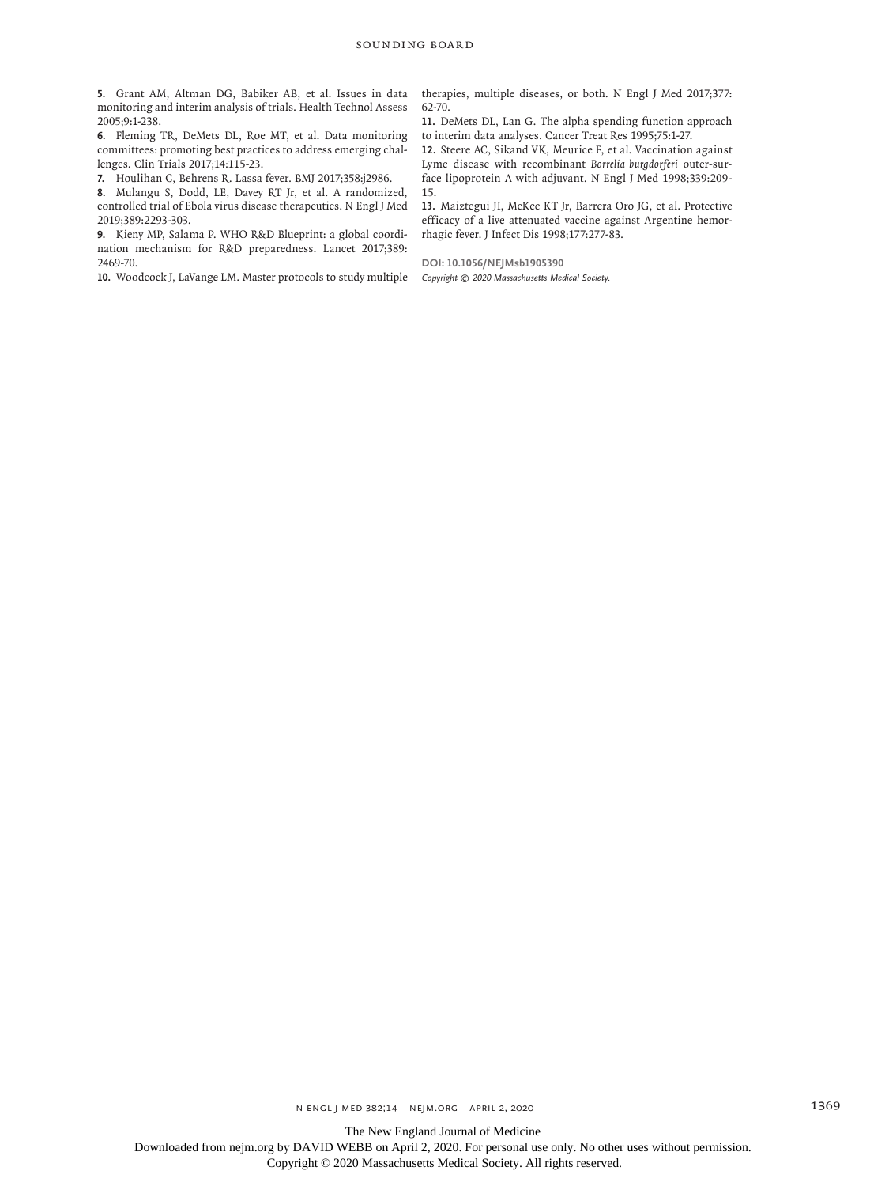**5.** Grant AM, Altman DG, Babiker AB, et al. Issues in data monitoring and interim analysis of trials. Health Technol Assess 2005;9:1-238.

**6.** Fleming TR, DeMets DL, Roe MT, et al. Data monitoring committees: promoting best practices to address emerging challenges. Clin Trials 2017;14:115-23.

**7.** Houlihan C, Behrens R. Lassa fever. BMJ 2017;358:j2986.

**8.** Mulangu S, Dodd, LE, Davey RT Jr, et al. A randomized, controlled trial of Ebola virus disease therapeutics. N Engl J Med 2019;389:2293-303.

**9.** Kieny MP, Salama P. WHO R&D Blueprint: a global coordination mechanism for R&D preparedness. Lancet 2017;389:2469-70.

**10.** Woodcock J, LaVange LM. Master protocols to study multiple therapies, multiple diseases, or both. N Engl J Med 2017;377:62-70.

**11.** DeMets DL, Lan G. The alpha spending function approach to interim data analyses. Cancer Treat Res 1995;75:1-27.

**12.** Steere AC, Sikand VK, Meurice F, et al. Vaccination against Lyme disease with recombinant *Borrelia burgdorferi* outer-surface lipoprotein A with adjuvant. N Engl J Med 1998;339:209-15.

**13.** Maiztegui JI, McKee KT Jr, Barrera Oro JG, et al. Protective efficacy of a live attenuated vaccine against Argentine hemorrhagic fever. J Infect Dis 1998;177:277-83.

**DOI: 10.1056/NEJMsb1905390**

*Copyright © 2020 Massachusetts Medical Society.*